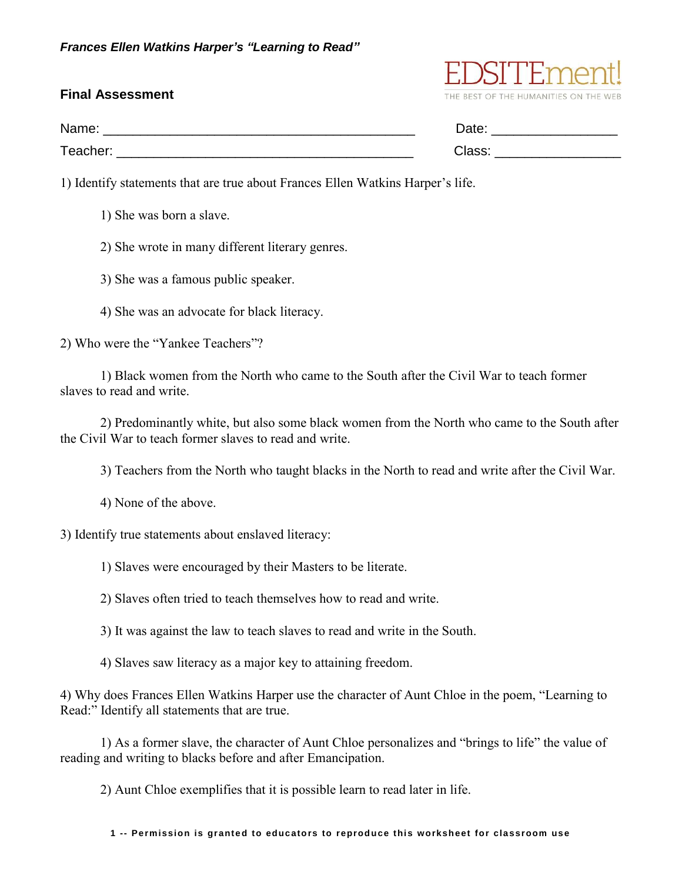*Frances Ellen Watkins Harper's "Learning to Read"*

EDSITEment!
THE BEST OF THE HUMANITIES ON THE WEB

**Final Assessment**

Name: ________________________________________ Date: ________________

Teacher: ______________________________________ Class: ________________

1) Identify statements that are true about Frances Ellen Watkins Harper's life.

1) She was born a slave.

2) She wrote in many different literary genres.

3) She was a famous public speaker.

4) She was an advocate for black literacy.

2) Who were the "Yankee Teachers"?

1) Black women from the North who came to the South after the Civil War to teach former slaves to read and write.

2) Predominantly white, but also some black women from the North who came to the South after the Civil War to teach former slaves to read and write.

3) Teachers from the North who taught blacks in the North to read and write after the Civil War.

4) None of the above.

3) Identify true statements about enslaved literacy:

1) Slaves were encouraged by their Masters to be literate.

2) Slaves often tried to teach themselves how to read and write.

3) It was against the law to teach slaves to read and write in the South.

4) Slaves saw literacy as a major key to attaining freedom.

4) Why does Frances Ellen Watkins Harper use the character of Aunt Chloe in the poem, "Learning to Read:" Identify all statements that are true.

1) As a former slave, the character of Aunt Chloe personalizes and "brings to life" the value of reading and writing to blacks before and after Emancipation.

2) Aunt Chloe exemplifies that it is possible learn to read later in life.

**1 -- Permission is granted to educators to reproduce this worksheet for classroom use**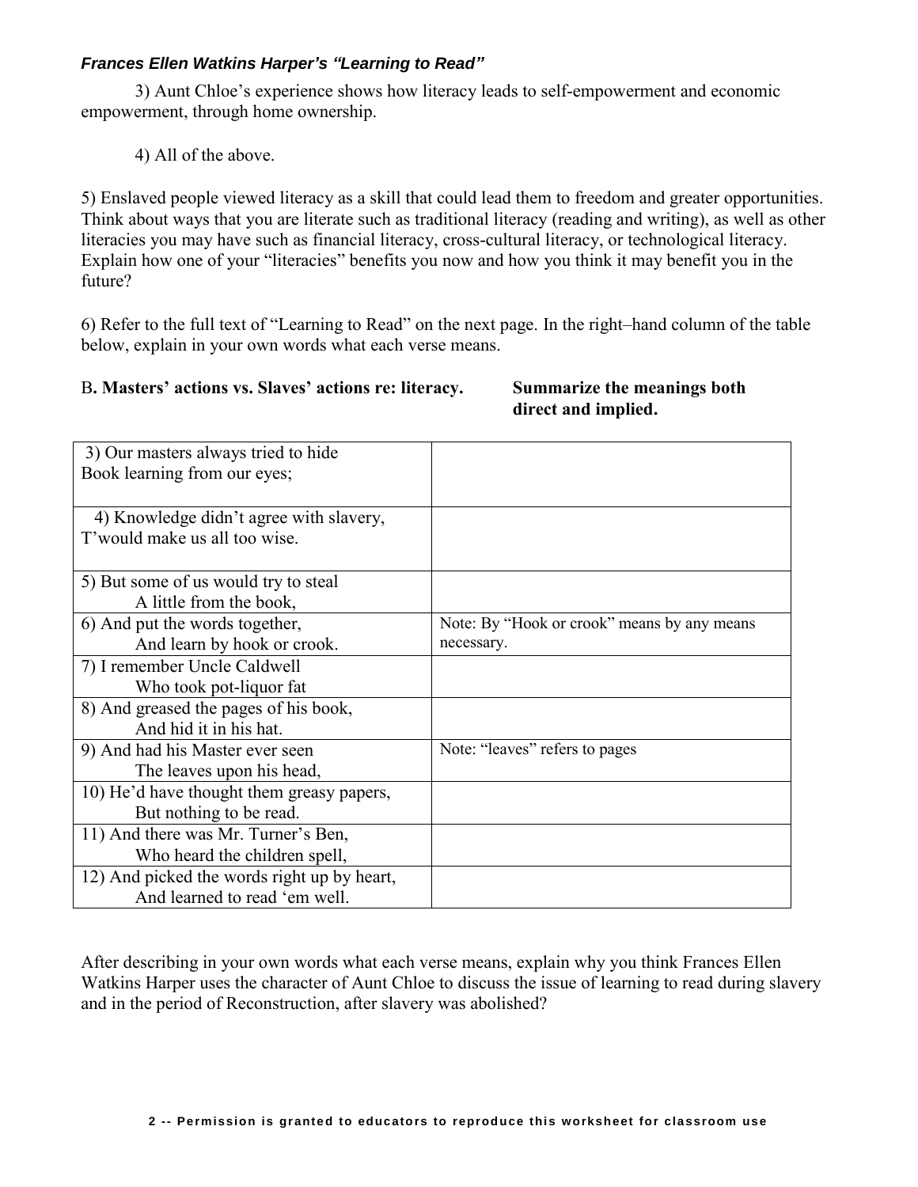***Frances Ellen Watkins Harper's "Learning to Read"***

3) Aunt Chloe's experience shows how literacy leads to self-empowerment and economic empowerment, through home ownership.

4) All of the above.

5) Enslaved people viewed literacy as a skill that could lead them to freedom and greater opportunities. Think about ways that you are literate such as traditional literacy (reading and writing), as well as other literacies you may have such as financial literacy, cross-cultural literacy, or technological literacy. Explain how one of your "literacies" benefits you now and how you think it may benefit you in the future?

6) Refer to the full text of "Learning to Read" on the next page. In the right–hand column of the table below, explain in your own words what each verse means.

| B**. Masters' actions vs. Slaves' actions re: literacy.** | **Summarize the meanings both direct and implied.** |
|---|---|
| 3) Our masters always tried to hide<br>Book learning from our eyes; | |
| 4) Knowledge didn't agree with slavery,<br>T'would make us all too wise. | |
| 5) But some of us would try to steal<br>A little from the book, | |
| 6) And put the words together,<br>And learn by hook or crook. | Note: By "Hook or crook" means by any means necessary. |
| 7) I remember Uncle Caldwell<br>Who took pot-liquor fat | |
| 8) And greased the pages of his book,<br>And hid it in his hat. | |
| 9) And had his Master ever seen<br>The leaves upon his head, | Note: "leaves" refers to pages |
| 10) He'd have thought them greasy papers,<br>But nothing to be read. | |
| 11) And there was Mr. Turner's Ben,<br>Who heard the children spell, | |
| 12) And picked the words right up by heart,<br>And learned to read 'em well. | |

After describing in your own words what each verse means, explain why you think Frances Ellen Watkins Harper uses the character of Aunt Chloe to discuss the issue of learning to read during slavery and in the period of Reconstruction, after slavery was abolished?

**2 -- Permission is granted to educators to reproduce this worksheet for classroom use**